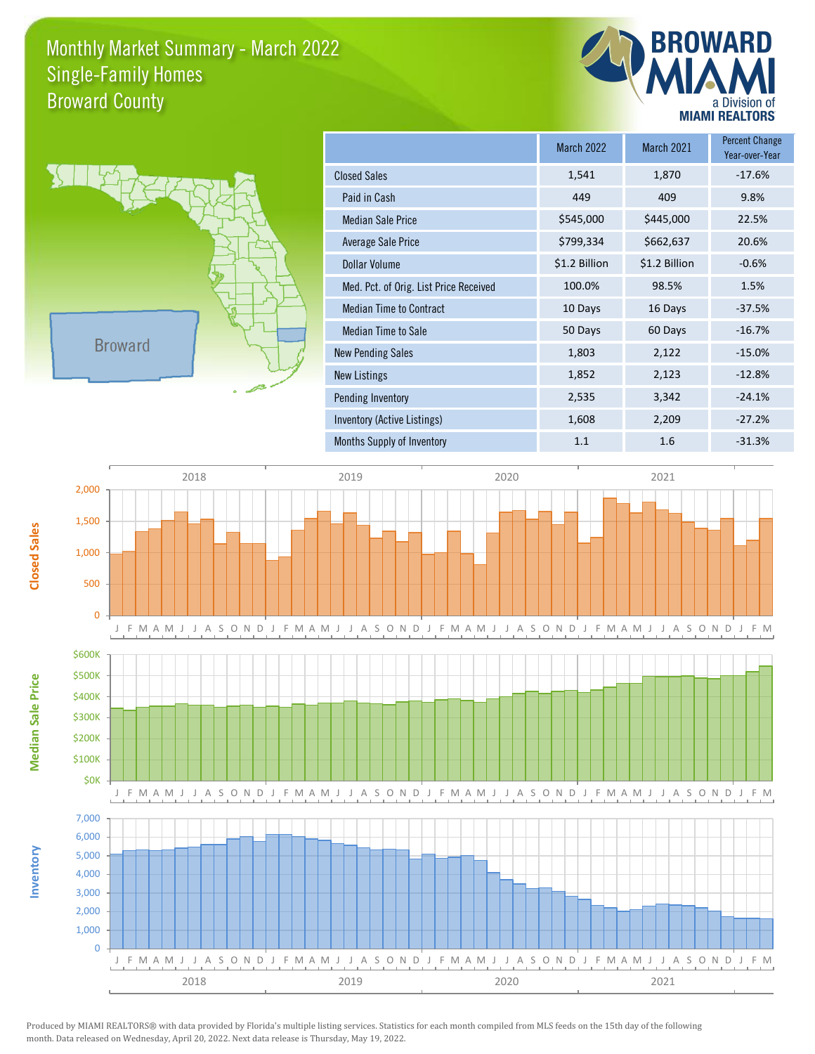# Monthly Market Summary - March 2022
## Single-Family Homes
## Broward County

BROWARD MIAMI
a Division of MIAMI REALTORS

Broward

| | March 2022 | March 2021 | Percent Change Year-over-Year |
|---|---|---|---|
| Closed Sales | 1,541 | 1,870 | -17.6% |
| Paid in Cash | 449 | 409 | 9.8% |
| Median Sale Price | $545,000 | $445,000 | 22.5% |
| Average Sale Price | $799,334 | $662,637 | 20.6% |
| Dollar Volume | $1.2 Billion | $1.2 Billion | -0.6% |
| Med. Pct. of Orig. List Price Received | 100.0% | 98.5% | 1.5% |
| Median Time to Contract | 10 Days | 16 Days | -37.5% |
| Median Time to Sale | 50 Days | 60 Days | -16.7% |
| New Pending Sales | 1,803 | 2,122 | -15.0% |
| New Listings | 1,852 | 2,123 | -12.8% |
| Pending Inventory | 2,535 | 3,342 | -24.1% |
| Inventory (Active Listings) | 1,608 | 2,209 | -27.2% |
| Months Supply of Inventory | 1.1 | 1.6 | -31.3% |

Produced by MIAMI REALTORS® with data provided by Florida's multiple listing services. Statistics for each month compiled from MLS feeds on the 15th day of the following month. Data released on Wednesday, April 20, 2022. Next data release is Thursday, May 19, 2022.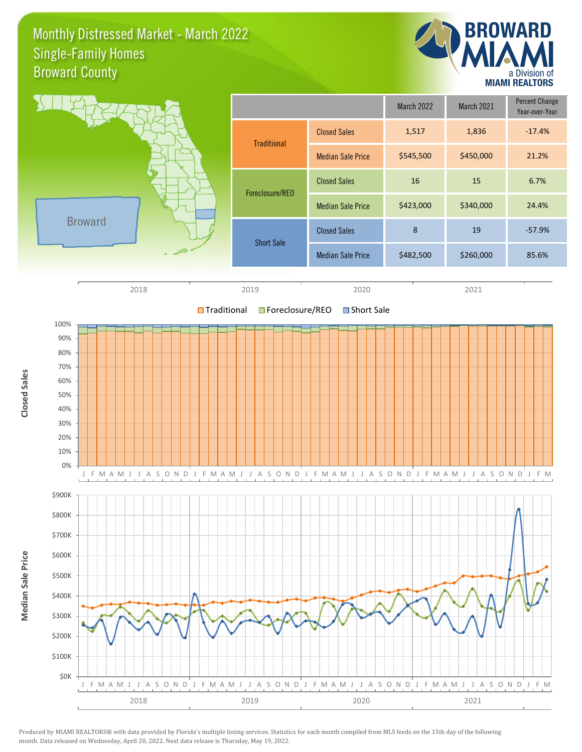# Monthly Distressed Market - March 2022
## Single-Family Homes
## Broward County

BROWARD MIAMI
a Division of MIAMI REALTORS

Broward

| | | March 2022 | March 2021 | Percent Change Year-over-Year |
|---|---|---|---|---|
| Traditional | Closed Sales | 1,517 | 1,836 | -17.4% |
| | Median Sale Price | $545,500 | $450,000 | 21.2% |
| Foreclosure/REO | Closed Sales | 16 | 15 | 6.7% |
| | Median Sale Price | $423,000 | $340,000 | 24.4% |
| Short Sale | Closed Sales | 8 | 19 | -57.9% |
| | Median Sale Price | $482,500 | $260,000 | 85.6% |

2018 2019 2020 2021

Traditional  Foreclosure/REO  Short Sale

Closed Sales

100% 90% 80% 70% 60% 50% 40% 30% 20% 10% 0%

J F M A M J J A S O N D J F M A M J J A S O N D J F M A M J J A S O N D J F M A M J J A S O N D J F M

Median Sale Price

$900K $800K $700K $600K $500K $400K $300K $200K $100K $0K

J F M A M J J A S O N D J F M A M J J A S O N D J F M A M J J A S O N D J F M A M J J A S O N D J F M

2018 2019 2020 2021

Produced by MIAMI REALTORS® with data provided by Florida's multiple listing services. Statistics for each month compiled from MLS feeds on the 15th day of the following month. Data released on Wednesday, April 20, 2022. Next data release is Thursday, May 19, 2022.